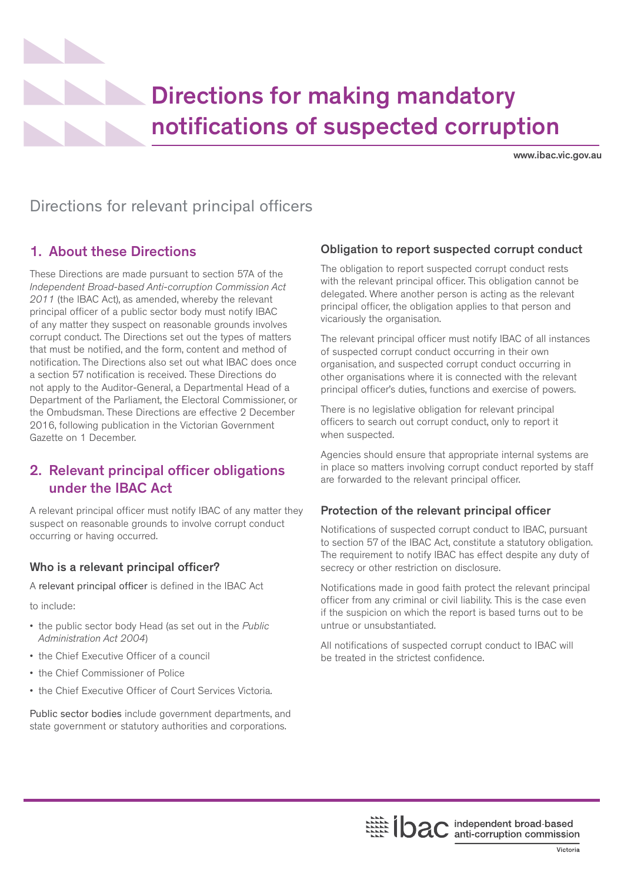# Directions for making mandatory notifications of suspected corruption

www.ibac.vic.gov.au

## Directions for relevant principal officers

## 1. About these Directions

These Directions are made pursuant to section 57A of the *Independent Broad-based Anti-corruption Commission Act 2011* (the IBAC Act), as amended, whereby the relevant principal officer of a public sector body must notify IBAC of any matter they suspect on reasonable grounds involves corrupt conduct. The Directions set out the types of matters that must be notified, and the form, content and method of notification. The Directions also set out what IBAC does once a section 57 notification is received. These Directions do not apply to the Auditor-General, a Departmental Head of a Department of the Parliament, the Electoral Commissioner, or the Ombudsman. These Directions are effective 2 December 2016, following publication in the Victorian Government Gazette on 1 December.

## 2. Relevant principal officer obligations under the IBAC Act

A relevant principal officer must notify IBAC of any matter they suspect on reasonable grounds to involve corrupt conduct occurring or having occurred.

### Who is a relevant principal officer?

A relevant principal officer is defined in the IBAC Act

to include:

- the public sector body Head (as set out in the *Public Administration Act 2004*)
- the Chief Executive Officer of a council
- the Chief Commissioner of Police
- the Chief Executive Officer of Court Services Victoria.

Public sector bodies include government departments, and state government or statutory authorities and corporations.

### Obligation to report suspected corrupt conduct

The obligation to report suspected corrupt conduct rests with the relevant principal officer. This obligation cannot be delegated. Where another person is acting as the relevant principal officer, the obligation applies to that person and vicariously the organisation.

The relevant principal officer must notify IBAC of all instances of suspected corrupt conduct occurring in their own organisation, and suspected corrupt conduct occurring in other organisations where it is connected with the relevant principal officer's duties, functions and exercise of powers.

There is no legislative obligation for relevant principal officers to search out corrupt conduct, only to report it when suspected.

Agencies should ensure that appropriate internal systems are in place so matters involving corrupt conduct reported by staff are forwarded to the relevant principal officer.

### Protection of the relevant principal officer

Notifications of suspected corrupt conduct to IBAC, pursuant to section 57 of the IBAC Act, constitute a statutory obligation. The requirement to notify IBAC has effect despite any duty of secrecy or other restriction on disclosure.

Notifications made in good faith protect the relevant principal officer from any criminal or civil liability. This is the case even if the suspicion on which the report is based turns out to be untrue or unsubstantiated.

All notifications of suspected corrupt conduct to IBAC will be treated in the strictest confidence.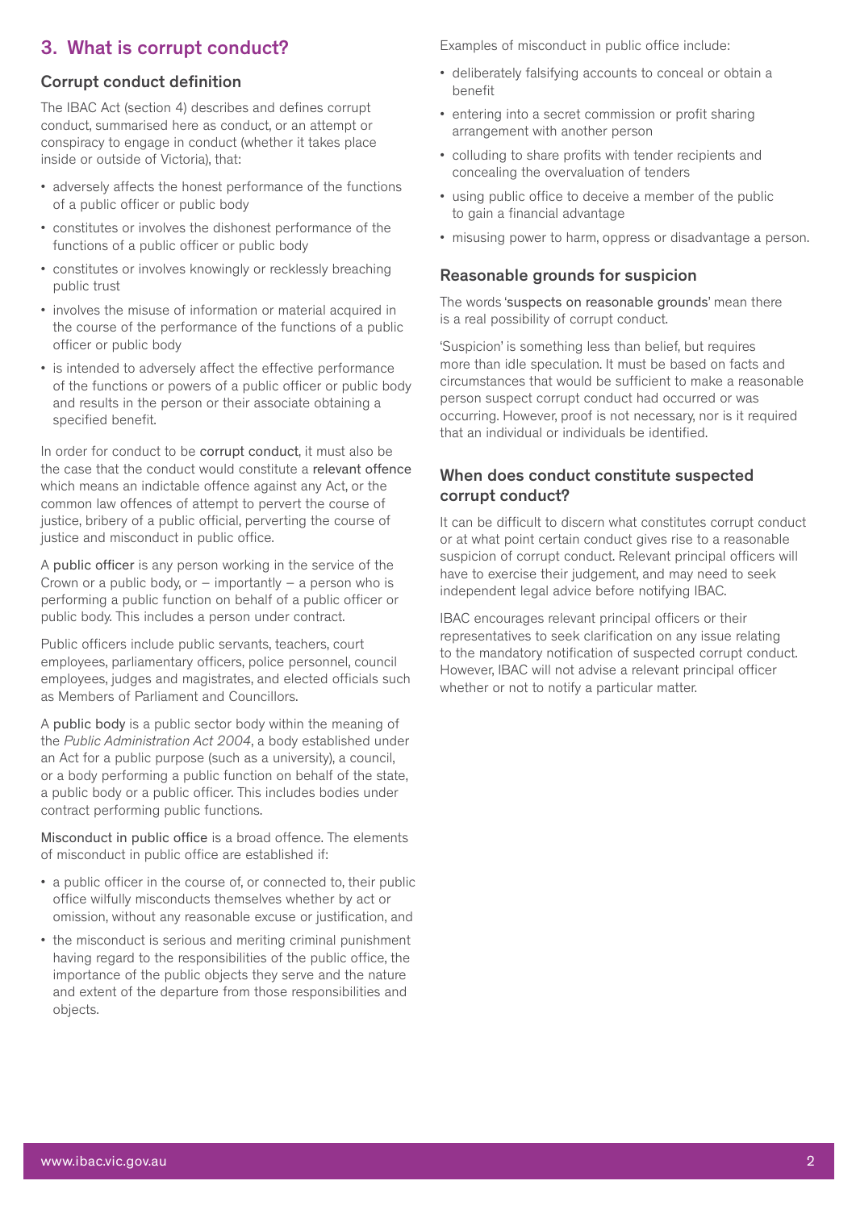## 3. What is corrupt conduct?

### Corrupt conduct definition

The IBAC Act (section 4) describes and defines corrupt conduct, summarised here as conduct, or an attempt or conspiracy to engage in conduct (whether it takes place inside or outside of Victoria), that:

- adversely affects the honest performance of the functions of a public officer or public body
- constitutes or involves the dishonest performance of the functions of a public officer or public body
- constitutes or involves knowingly or recklessly breaching public trust
- involves the misuse of information or material acquired in the course of the performance of the functions of a public officer or public body
- is intended to adversely affect the effective performance of the functions or powers of a public officer or public body and results in the person or their associate obtaining a specified benefit.

In order for conduct to be corrupt conduct, it must also be the case that the conduct would constitute a relevant offence which means an indictable offence against any Act, or the common law offences of attempt to pervert the course of justice, bribery of a public official, perverting the course of justice and misconduct in public office.

A public officer is any person working in the service of the Crown or a public body, or – importantly – a person who is performing a public function on behalf of a public officer or public body. This includes a person under contract.

Public officers include public servants, teachers, court employees, parliamentary officers, police personnel, council employees, judges and magistrates, and elected officials such as Members of Parliament and Councillors.

A public body is a public sector body within the meaning of the *Public Administration Act 2004*, a body established under an Act for a public purpose (such as a university), a council, or a body performing a public function on behalf of the state, a public body or a public officer. This includes bodies under contract performing public functions.

Misconduct in public office is a broad offence. The elements of misconduct in public office are established if:

- a public officer in the course of, or connected to, their public office wilfully misconducts themselves whether by act or omission, without any reasonable excuse or justification, and
- the misconduct is serious and meriting criminal punishment having regard to the responsibilities of the public office, the importance of the public objects they serve and the nature and extent of the departure from those responsibilities and objects.

Examples of misconduct in public office include:

- deliberately falsifying accounts to conceal or obtain a benefit
- entering into a secret commission or profit sharing arrangement with another person
- colluding to share profits with tender recipients and concealing the overvaluation of tenders
- using public office to deceive a member of the public to gain a financial advantage
- misusing power to harm, oppress or disadvantage a person.

### Reasonable grounds for suspicion

The words 'suspects on reasonable grounds' mean there is a real possibility of corrupt conduct.

'Suspicion' is something less than belief, but requires more than idle speculation. It must be based on facts and circumstances that would be sufficient to make a reasonable person suspect corrupt conduct had occurred or was occurring. However, proof is not necessary, nor is it required that an individual or individuals be identified.

### When does conduct constitute suspected corrupt conduct?

It can be difficult to discern what constitutes corrupt conduct or at what point certain conduct gives rise to a reasonable suspicion of corrupt conduct. Relevant principal officers will have to exercise their judgement, and may need to seek independent legal advice before notifying IBAC.

IBAC encourages relevant principal officers or their representatives to seek clarification on any issue relating to the mandatory notification of suspected corrupt conduct. However, IBAC will not advise a relevant principal officer whether or not to notify a particular matter.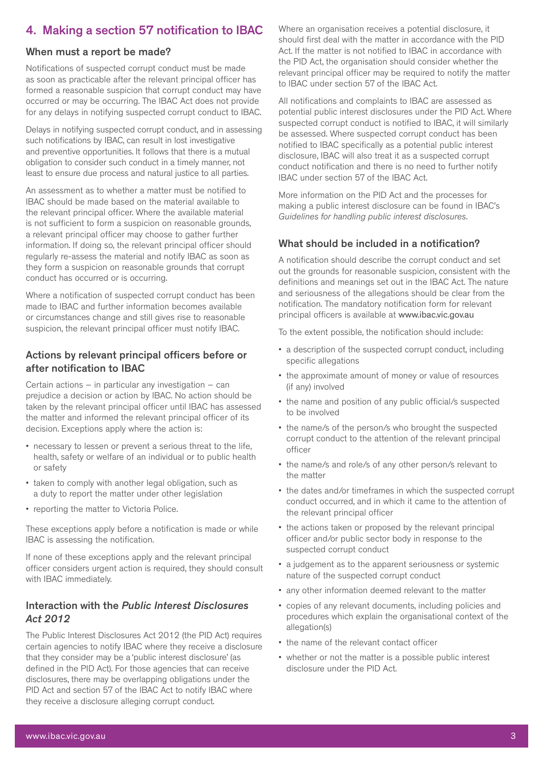## 4. Making a section 57 notification to IBAC

### When must a report be made?

Notifications of suspected corrupt conduct must be made as soon as practicable after the relevant principal officer has formed a reasonable suspicion that corrupt conduct may have occurred or may be occurring. The IBAC Act does not provide for any delays in notifying suspected corrupt conduct to IBAC.

Delays in notifying suspected corrupt conduct, and in assessing such notifications by IBAC, can result in lost investigative and preventive opportunities. It follows that there is a mutual obligation to consider such conduct in a timely manner, not least to ensure due process and natural justice to all parties.

An assessment as to whether a matter must be notified to IBAC should be made based on the material available to the relevant principal officer. Where the available material is not sufficient to form a suspicion on reasonable grounds, a relevant principal officer may choose to gather further information. If doing so, the relevant principal officer should regularly re-assess the material and notify IBAC as soon as they form a suspicion on reasonable grounds that corrupt conduct has occurred or is occurring.

Where a notification of suspected corrupt conduct has been made to IBAC and further information becomes available or circumstances change and still gives rise to reasonable suspicion, the relevant principal officer must notify IBAC.

### Actions by relevant principal officers before or after notification to IBAC

Certain actions – in particular any investigation – can prejudice a decision or action by IBAC. No action should be taken by the relevant principal officer until IBAC has assessed the matter and informed the relevant principal officer of its decision. Exceptions apply where the action is:

- necessary to lessen or prevent a serious threat to the life, health, safety or welfare of an individual or to public health or safety
- taken to comply with another legal obligation, such as a duty to report the matter under other legislation
- reporting the matter to Victoria Police.

These exceptions apply before a notification is made or while IBAC is assessing the notification.

If none of these exceptions apply and the relevant principal officer considers urgent action is required, they should consult with IBAC immediately.

### Interaction with the *Public Interest Disclosures Act 2012*

The Public Interest Disclosures Act 2012 (the PID Act) requires certain agencies to notify IBAC where they receive a disclosure that they consider may be a 'public interest disclosure' (as defined in the PID Act). For those agencies that can receive disclosures, there may be overlapping obligations under the PID Act and section 57 of the IBAC Act to notify IBAC where they receive a disclosure alleging corrupt conduct.

Where an organisation receives a potential disclosure, it should first deal with the matter in accordance with the PID Act. If the matter is not notified to IBAC in accordance with the PID Act, the organisation should consider whether the relevant principal officer may be required to notify the matter to IBAC under section 57 of the IBAC Act.

All notifications and complaints to IBAC are assessed as potential public interest disclosures under the PID Act. Where suspected corrupt conduct is notified to IBAC, it will similarly be assessed. Where suspected corrupt conduct has been notified to IBAC specifically as a potential public interest disclosure, IBAC will also treat it as a suspected corrupt conduct notification and there is no need to further notify IBAC under section 57 of the IBAC Act.

More information on the PID Act and the processes for making a public interest disclosure can be found in IBAC's *Guidelines for handling public interest disclosures*.

### What should be included in a notification?

A notification should describe the corrupt conduct and set out the grounds for reasonable suspicion, consistent with the definitions and meanings set out in the IBAC Act. The nature and seriousness of the allegations should be clear from the notification. The mandatory notification form for relevant principal officers is available at www.ibac.vic.gov.au

To the extent possible, the notification should include:

- a description of the suspected corrupt conduct, including specific allegations
- the approximate amount of money or value of resources (if any) involved
- the name and position of any public official/s suspected to be involved
- the name/s of the person/s who brought the suspected corrupt conduct to the attention of the relevant principal officer
- the name/s and role/s of any other person/s relevant to the matter
- the dates and/or timeframes in which the suspected corrupt conduct occurred, and in which it came to the attention of the relevant principal officer
- the actions taken or proposed by the relevant principal officer and/or public sector body in response to the suspected corrupt conduct
- a judgement as to the apparent seriousness or systemic nature of the suspected corrupt conduct
- any other information deemed relevant to the matter
- copies of any relevant documents, including policies and procedures which explain the organisational context of the allegation(s)
- the name of the relevant contact officer
- whether or not the matter is a possible public interest disclosure under the PID Act.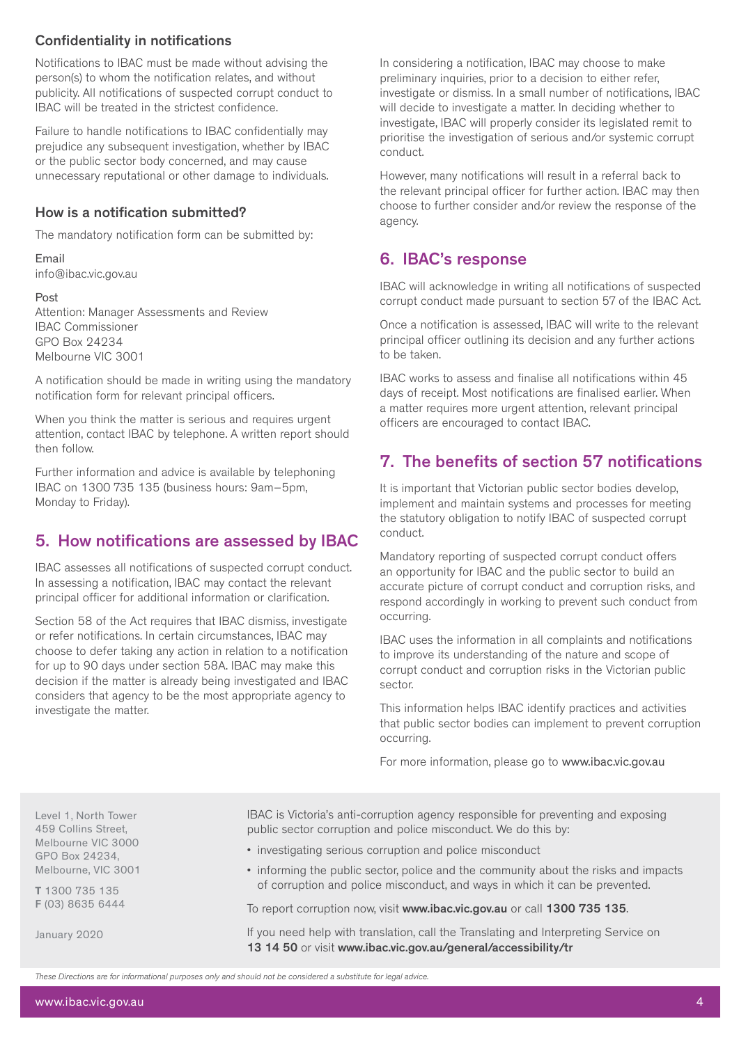### Confidentiality in notifications

Notifications to IBAC must be made without advising the person(s) to whom the notification relates, and without publicity. All notifications of suspected corrupt conduct to IBAC will be treated in the strictest confidence.

Failure to handle notifications to IBAC confidentially may prejudice any subsequent investigation, whether by IBAC or the public sector body concerned, and may cause unnecessary reputational or other damage to individuals.

### How is a notification submitted?

The mandatory notification form can be submitted by:

Email
info@ibac.vic.gov.au

Post
Attention: Manager Assessments and Review
IBAC Commissioner
GPO Box 24234
Melbourne VIC 3001

A notification should be made in writing using the mandatory notification form for relevant principal officers.

When you think the matter is serious and requires urgent attention, contact IBAC by telephone. A written report should then follow.

Further information and advice is available by telephoning IBAC on 1300 735 135 (business hours: 9am–5pm, Monday to Friday).

## 5. How notifications are assessed by IBAC

IBAC assesses all notifications of suspected corrupt conduct. In assessing a notification, IBAC may contact the relevant principal officer for additional information or clarification.

Section 58 of the Act requires that IBAC dismiss, investigate or refer notifications. In certain circumstances, IBAC may choose to defer taking any action in relation to a notification for up to 90 days under section 58A. IBAC may make this decision if the matter is already being investigated and IBAC considers that agency to be the most appropriate agency to investigate the matter.

In considering a notification, IBAC may choose to make preliminary inquiries, prior to a decision to either refer, investigate or dismiss. In a small number of notifications, IBAC will decide to investigate a matter. In deciding whether to investigate, IBAC will properly consider its legislated remit to prioritise the investigation of serious and/or systemic corrupt conduct.

However, many notifications will result in a referral back to the relevant principal officer for further action. IBAC may then choose to further consider and/or review the response of the agency.

## 6. IBAC's response

IBAC will acknowledge in writing all notifications of suspected corrupt conduct made pursuant to section 57 of the IBAC Act.

Once a notification is assessed, IBAC will write to the relevant principal officer outlining its decision and any further actions to be taken.

IBAC works to assess and finalise all notifications within 45 days of receipt. Most notifications are finalised earlier. When a matter requires more urgent attention, relevant principal officers are encouraged to contact IBAC.

## 7. The benefits of section 57 notifications

It is important that Victorian public sector bodies develop, implement and maintain systems and processes for meeting the statutory obligation to notify IBAC of suspected corrupt conduct.

Mandatory reporting of suspected corrupt conduct offers an opportunity for IBAC and the public sector to build an accurate picture of corrupt conduct and corruption risks, and respond accordingly in working to prevent such conduct from occurring.

IBAC uses the information in all complaints and notifications to improve its understanding of the nature and scope of corrupt conduct and corruption risks in the Victorian public sector.

This information helps IBAC identify practices and activities that public sector bodies can implement to prevent corruption occurring.

For more information, please go to www.ibac.vic.gov.au

Level 1, North Tower
459 Collins Street,
Melbourne VIC 3000
GPO Box 24234,
Melbourne, VIC 3001

**T** 1300 735 135
**F** (03) 8635 6444

January 2020

IBAC is Victoria's anti-corruption agency responsible for preventing and exposing public sector corruption and police misconduct. We do this by:

- investigating serious corruption and police misconduct
- informing the public sector, police and the community about the risks and impacts of corruption and police misconduct, and ways in which it can be prevented.

To report corruption now, visit **www.ibac.vic.gov.au** or call **1300 735 135**.

If you need help with translation, call the Translating and Interpreting Service on **13 14 50** or visit **www.ibac.vic.gov.au/general/accessibility/tr**

*These Directions are for informational purposes only and should not be considered a substitute for legal advice.*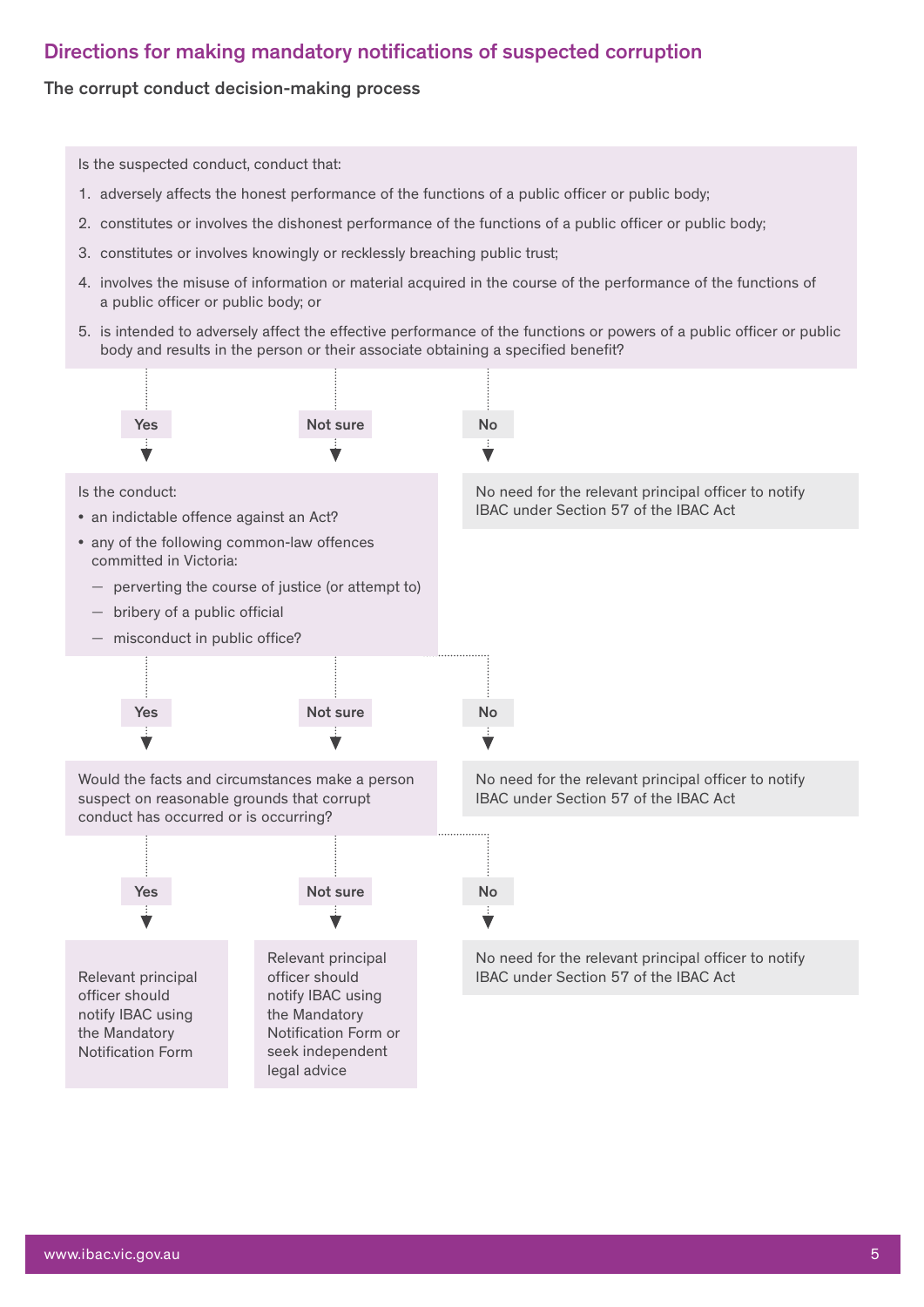## Directions for making mandatory notifications of suspected corruption

### The corrupt conduct decision-making process

Is the suspected conduct, conduct that:

1. adversely affects the honest performance of the functions of a public officer or public body;
2. constitutes or involves the dishonest performance of the functions of a public officer or public body;
3. constitutes or involves knowingly or recklessly breaching public trust;
4. involves the misuse of information or material acquired in the course of the performance of the functions of a public officer or public body; or
5. is intended to adversely affect the effective performance of the functions or powers of a public officer or public body and results in the person or their associate obtaining a specified benefit?

Yes

Not sure

No

No need for the relevant principal officer to notify IBAC under Section 57 of the IBAC Act

Is the conduct:

- an indictable offence against an Act?
- any of the following common-law offences committed in Victoria:
  - perverting the course of justice (or attempt to)
  - bribery of a public official
  - misconduct in public office?

Yes

Not sure

No

No need for the relevant principal officer to notify IBAC under Section 57 of the IBAC Act

Would the facts and circumstances make a person suspect on reasonable grounds that corrupt conduct has occurred or is occurring?

Yes

Not sure

No

Relevant principal officer should notify IBAC using the Mandatory Notification Form

Relevant principal officer should notify IBAC using the Mandatory Notification Form or seek independent legal advice

No need for the relevant principal officer to notify IBAC under Section 57 of the IBAC Act